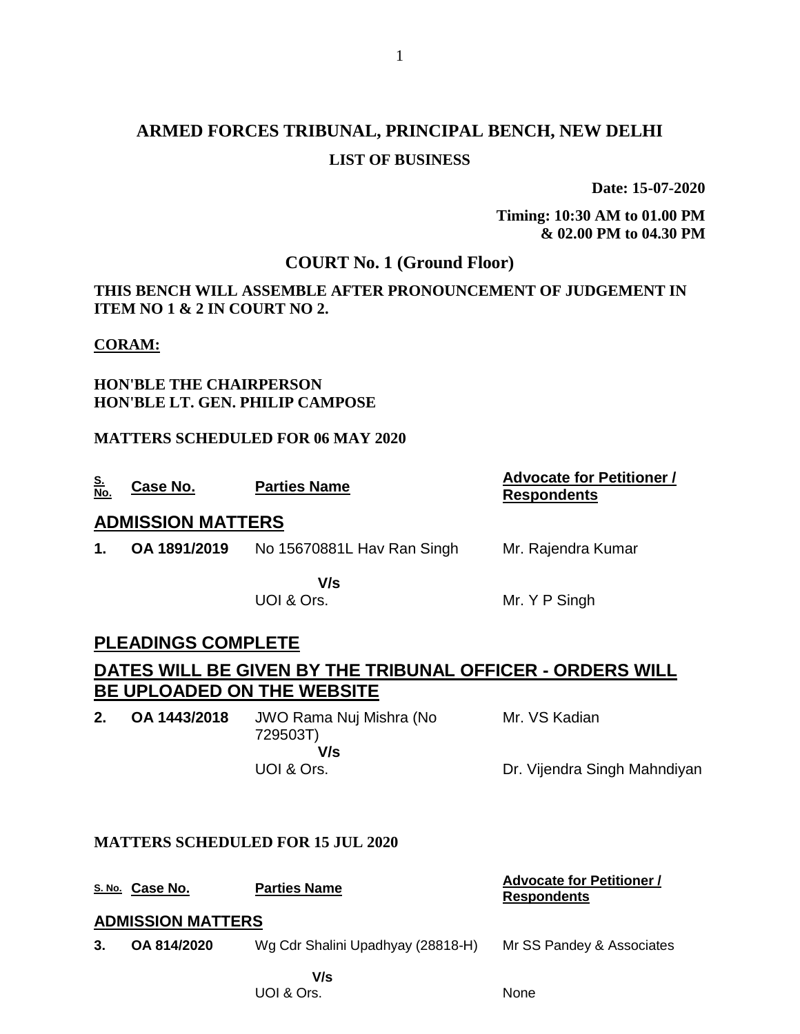# ARMED FORCES TRIBUNAL, PRINCIPAL BENCH, NEW DELHI

## LIST OF BUSINESS

**Date: 15-07-2020**

**Timing: 10:30 AM to 01.00 PM & 02.00 PM to 04.30 PM**

## COURT No. 1 (Ground Floor)

**THIS BENCH WILL ASSEMBLE AFTER PRONOUNCEMENT OF JUDGEMENT IN ITEM NO 1 & 2 IN COURT NO 2.**

**CORAM:**

**HON'BLE THE CHAIRPERSON**
**HON'BLE LT. GEN. PHILIP CAMPOSE**

**MATTERS SCHEDULED FOR 06 MAY 2020**

| S. No. | Case No. | Parties Name | Advocate for Petitioner / Respondents |
|---|---|---|---|
| **ADMISSION MATTERS** | | | |
| **1.** | **OA 1891/2019** | No 15670881L Hav Ran Singh | Mr. Rajendra Kumar |
| | | **V/s** | |
| | | UOI & Ors. | Mr. Y P Singh |
| **PLEADINGS COMPLETE** | | | |
| **DATES WILL BE GIVEN BY THE TRIBUNAL OFFICER - ORDERS WILL BE UPLOADED ON THE WEBSITE** | | | |
| **2.** | **OA 1443/2018** | JWO Rama Nuj Mishra (No 729503T) | Mr. VS Kadian |
| | | **V/s** | |
| | | UOI & Ors. | Dr. Vijendra Singh Mahndiyan |

**MATTERS SCHEDULED FOR 15 JUL 2020**

| S. No. | Case No. | Parties Name | Advocate for Petitioner / Respondents |
|---|---|---|---|
| **ADMISSION MATTERS** | | | |
| **3.** | **OA 814/2020** | Wg Cdr Shalini Upadhyay (28818-H) | Mr SS Pandey & Associates |
| | | **V/s** | |
| | | UOI & Ors. | None |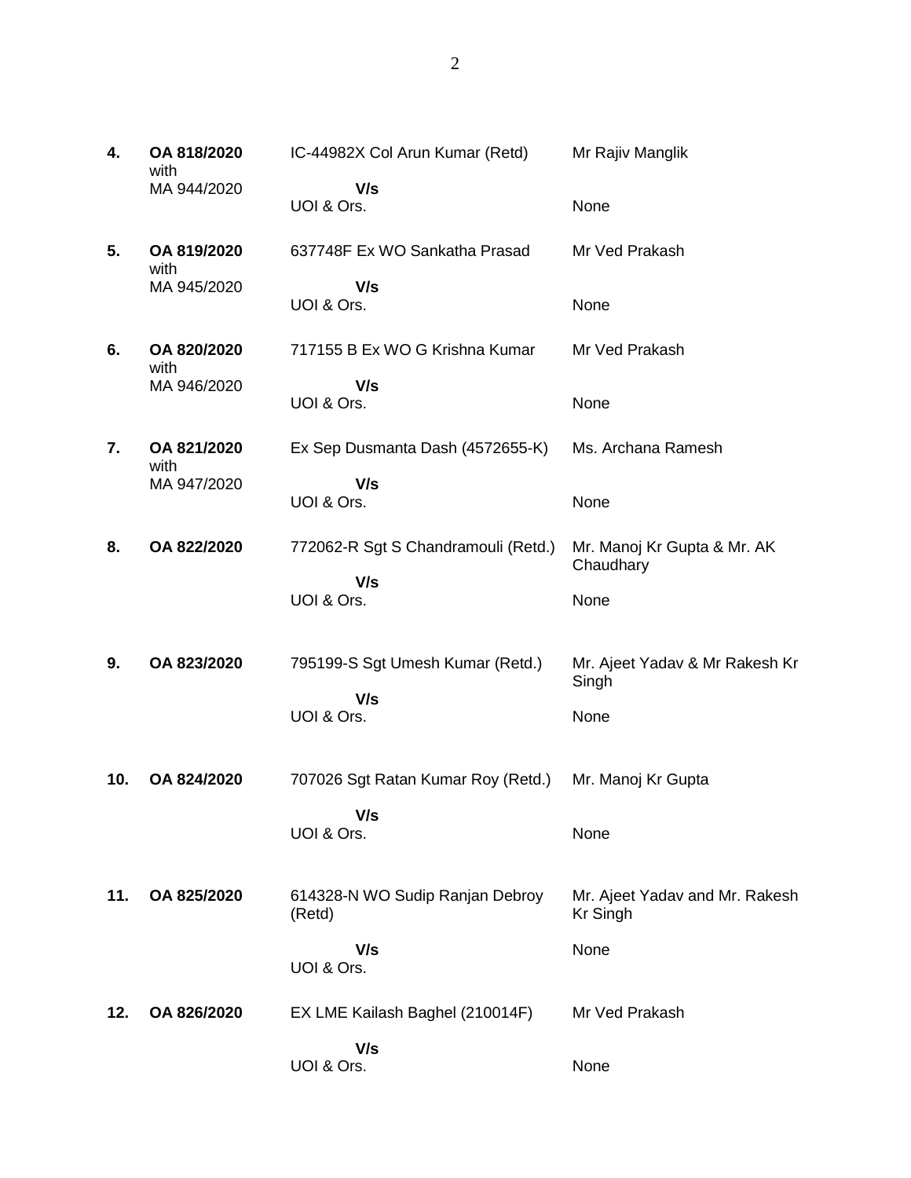| | | | |
|---|---|---|---|
| **4.** | **OA 818/2020** with MA 944/2020 | IC-44982X Col Arun Kumar (Retd) **V/s** UOI & Ors. | Mr Rajiv Manglik None |
| **5.** | **OA 819/2020** with MA 945/2020 | 637748F Ex WO Sankatha Prasad **V/s** UOI & Ors. | Mr Ved Prakash None |
| **6.** | **OA 820/2020** with MA 946/2020 | 717155 B Ex WO G Krishna Kumar **V/s** UOI & Ors. | Mr Ved Prakash None |
| **7.** | **OA 821/2020** with MA 947/2020 | Ex Sep Dusmanta Dash (4572655-K) **V/s** UOI & Ors. | Ms. Archana Ramesh None |
| **8.** | **OA 822/2020** | 772062-R Sgt S Chandramouli (Retd.) **V/s** UOI & Ors. | Mr. Manoj Kr Gupta & Mr. AK Chaudhary None |
| **9.** | **OA 823/2020** | 795199-S Sgt Umesh Kumar (Retd.) **V/s** UOI & Ors. | Mr. Ajeet Yadav & Mr Rakesh Kr Singh None |
| **10.** | **OA 824/2020** | 707026 Sgt Ratan Kumar Roy (Retd.) **V/s** UOI & Ors. | Mr. Manoj Kr Gupta None |
| **11.** | **OA 825/2020** | 614328-N WO Sudip Ranjan Debroy (Retd) **V/s** UOI & Ors. | Mr. Ajeet Yadav and Mr. Rakesh Kr Singh None |
| **12.** | **OA 826/2020** | EX LME Kailash Baghel (210014F) **V/s** UOI & Ors. | Mr Ved Prakash None |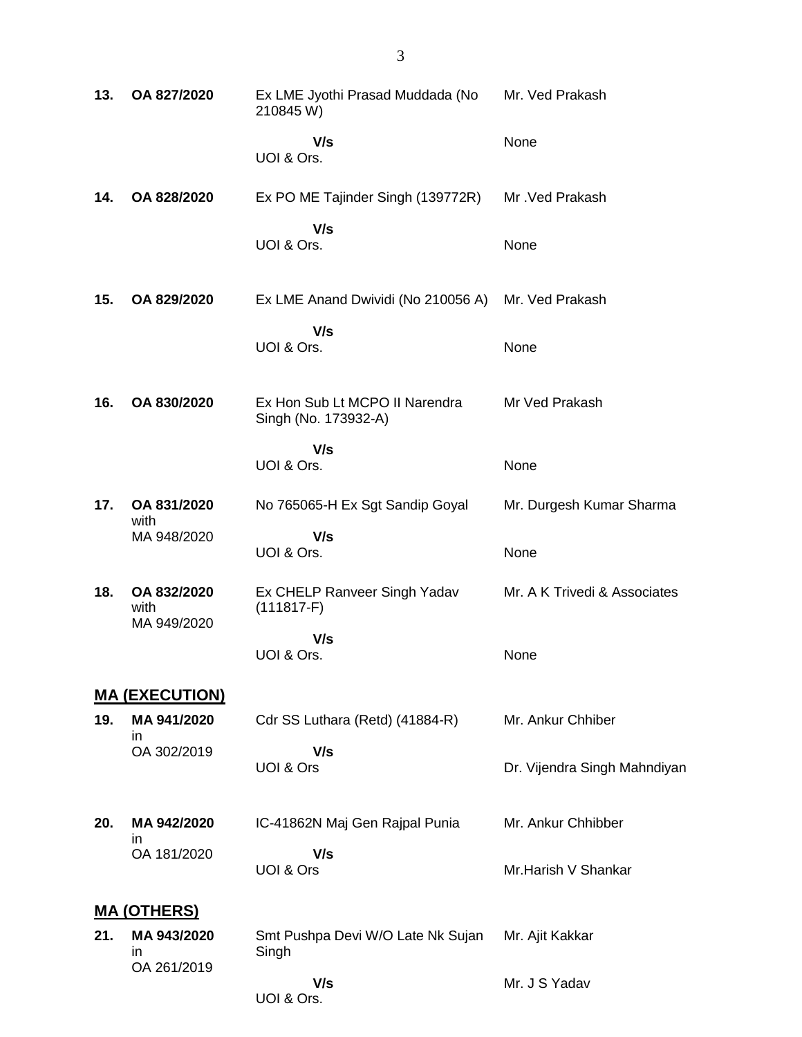| | | | |
|---|---|---|---|
| **13.** | **OA 827/2020** | Ex LME Jyothi Prasad Muddada (No 210845 W) | Mr. Ved Prakash |
| | | **V/s** UOI & Ors. | None |
| **14.** | **OA 828/2020** | Ex PO ME Tajinder Singh (139772R) | Mr .Ved Prakash |
| | | **V/s** UOI & Ors. | None |
| **15.** | **OA 829/2020** | Ex LME Anand Dwividi (No 210056 A) | Mr. Ved Prakash |
| | | **V/s** UOI & Ors. | None |
| **16.** | **OA 830/2020** | Ex Hon Sub Lt MCPO II Narendra Singh (No. 173932-A) | Mr Ved Prakash |
| | | **V/s** UOI & Ors. | None |
| **17.** | **OA 831/2020** with MA 948/2020 | No 765065-H Ex Sgt Sandip Goyal | Mr. Durgesh Kumar Sharma |
| | | **V/s** UOI & Ors. | None |
| **18.** | **OA 832/2020** with MA 949/2020 | Ex CHELP Ranveer Singh Yadav (111817-F) | Mr. A K Trivedi & Associates |
| | | **V/s** UOI & Ors. | None |

## MA (EXECUTION)

| | | | |
|---|---|---|---|
| **19.** | **MA 941/2020** in OA 302/2019 | Cdr SS Luthara (Retd) (41884-R) | Mr. Ankur Chhiber |
| | | **V/s** UOI & Ors | Dr. Vijendra Singh Mahndiyan |
| **20.** | **MA 942/2020** in OA 181/2020 | IC-41862N Maj Gen Rajpal Punia | Mr. Ankur Chhibber |
| | | **V/s** UOI & Ors | Mr.Harish V Shankar |

## MA (OTHERS)

| | | | |
|---|---|---|---|
| **21.** | **MA 943/2020** in OA 261/2019 | Smt Pushpa Devi W/O Late Nk Sujan Singh | Mr. Ajit Kakkar |
| | | **V/s** UOI & Ors. | Mr. J S Yadav |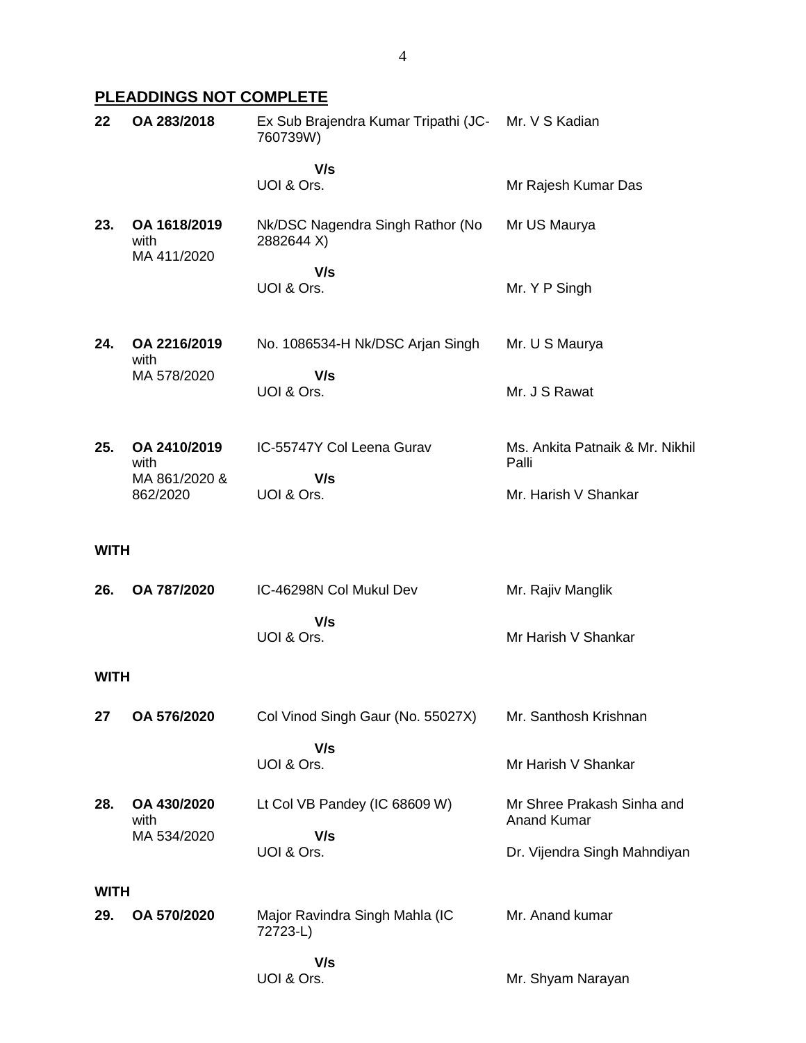## PLEADDINGS NOT COMPLETE

| | | | |
|---|---|---|---|
| **22** | **OA 283/2018** | Ex Sub Brajendra Kumar Tripathi (JC-760739W)<br><br>**V/s**<br>UOI & Ors. | Mr. V S Kadian<br><br><br>Mr Rajesh Kumar Das |
| **23.** | **OA 1618/2019** with MA 411/2020 | Nk/DSC Nagendra Singh Rathor (No 2882644 X)<br><br>**V/s**<br>UOI & Ors. | Mr US Maurya<br><br><br>Mr. Y P Singh |
| **24.** | **OA 2216/2019** with MA 578/2020 | No. 1086534-H Nk/DSC Arjan Singh<br><br>**V/s**<br>UOI & Ors. | Mr. U S Maurya<br><br><br>Mr. J S Rawat |
| **25.** | **OA 2410/2019** with MA 861/2020 & 862/2020 | IC-55747Y Col Leena Gurav<br><br>**V/s**<br>UOI & Ors. | Ms. Ankita Patnaik & Mr. Nikhil Palli<br><br>Mr. Harish V Shankar |

**WITH**

| | | | |
|---|---|---|---|
| **26.** | **OA 787/2020** | IC-46298N Col Mukul Dev<br><br>**V/s**<br>UOI & Ors. | Mr. Rajiv Manglik<br><br><br>Mr Harish V Shankar |

**WITH**

| | | | |
|---|---|---|---|
| **27** | **OA 576/2020** | Col Vinod Singh Gaur (No. 55027X)<br><br>**V/s**<br>UOI & Ors. | Mr. Santhosh Krishnan<br><br><br>Mr Harish V Shankar |
| **28.** | **OA 430/2020** with MA 534/2020 | Lt Col VB Pandey (IC 68609 W)<br><br>**V/s**<br>UOI & Ors. | Mr Shree Prakash Sinha and Anand Kumar<br><br>Dr. Vijendra Singh Mahndiyan |

**WITH**

| | | | |
|---|---|---|---|
| **29.** | **OA 570/2020** | Major Ravindra Singh Mahla (IC 72723-L)<br><br>**V/s**<br>UOI & Ors. | Mr. Anand kumar<br><br><br>Mr. Shyam Narayan |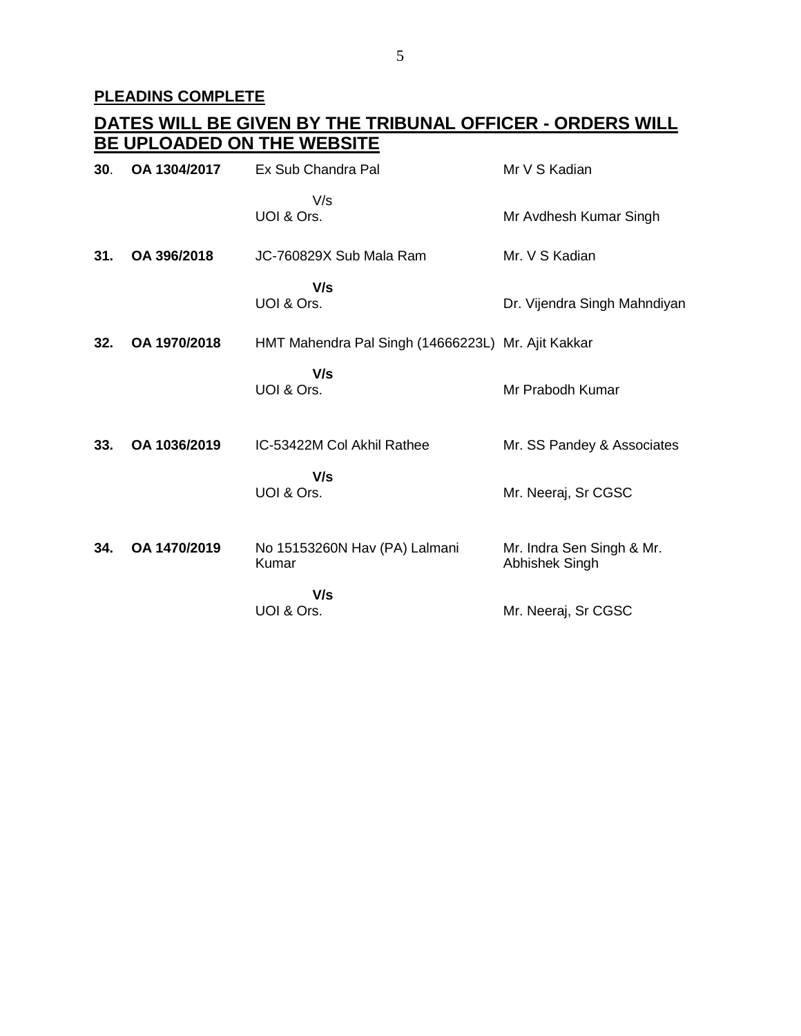**PLEADINS COMPLETE**

## DATES WILL BE GIVEN BY THE TRIBUNAL OFFICER - ORDERS WILL BE UPLOADED ON THE WEBSITE

| | | | |
|---|---|---|---|
| **30**. | **OA 1304/2017** | Ex Sub Chandra Pal | Mr V S Kadian |
| | | V/s | |
| | | UOI & Ors. | Mr Avdhesh Kumar Singh |
| **31.** | **OA 396/2018** | JC-760829X Sub Mala Ram | Mr. V S Kadian |
| | | **V/s** | |
| | | UOI & Ors. | Dr. Vijendra Singh Mahndiyan |
| **32.** | **OA 1970/2018** | HMT Mahendra Pal Singh (14666223L) | Mr. Ajit Kakkar |
| | | **V/s** | |
| | | UOI & Ors. | Mr Prabodh Kumar |
| **33.** | **OA 1036/2019** | IC-53422M Col Akhil Rathee | Mr. SS Pandey & Associates |
| | | **V/s** | |
| | | UOI & Ors. | Mr. Neeraj, Sr CGSC |
| **34.** | **OA 1470/2019** | No 15153260N Hav (PA) Lalmani Kumar | Mr. Indra Sen Singh & Mr. Abhishek Singh |
| | | **V/s** | |
| | | UOI & Ors. | Mr. Neeraj, Sr CGSC |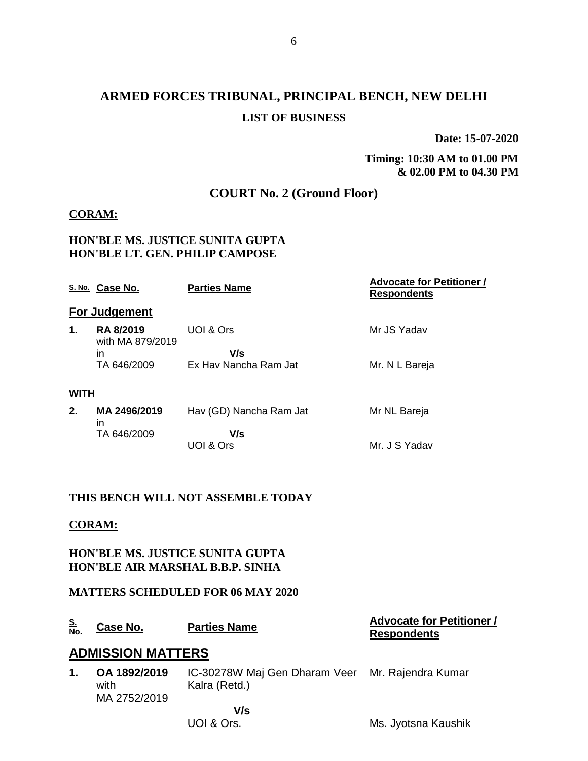# ARMED FORCES TRIBUNAL, PRINCIPAL BENCH, NEW DELHI

**LIST OF BUSINESS**

**Date: 15-07-2020**

**Timing: 10:30 AM to 01.00 PM & 02.00 PM to 04.30 PM**

## COURT No. 2 (Ground Floor)

**CORAM:**

**HON'BLE MS. JUSTICE SUNITA GUPTA**
**HON'BLE LT. GEN. PHILIP CAMPOSE**

| S. No. | Case No. | Parties Name | Advocate for Petitioner / Respondents |
|---|---|---|---|
| **For Judgement** | | | |
| **1.** | **RA 8/2019** with MA 879/2019 in TA 646/2009 | UOI & Ors **V/s** Ex Hav Nancha Ram Jat | Mr JS Yadav<br>Mr. N L Bareja |
| **WITH** | | | |
| **2.** | **MA 2496/2019** in TA 646/2009 | Hav (GD) Nancha Ram Jat **V/s** UOI & Ors | Mr NL Bareja<br>Mr. J S Yadav |

**THIS BENCH WILL NOT ASSEMBLE TODAY**

**CORAM:**

**HON'BLE MS. JUSTICE SUNITA GUPTA**
**HON'BLE AIR MARSHAL B.B.P. SINHA**

**MATTERS SCHEDULED FOR 06 MAY 2020**

| S. No. | Case No. | Parties Name | Advocate for Petitioner / Respondents |
|---|---|---|---|
| **ADMISSION MATTERS** | | | |
| **1.** | **OA 1892/2019** with MA 2752/2019 | IC-30278W Maj Gen Dharam Veer Kalra (Retd.) **V/s** UOI & Ors. | Mr. Rajendra Kumar<br>Ms. Jyotsna Kaushik |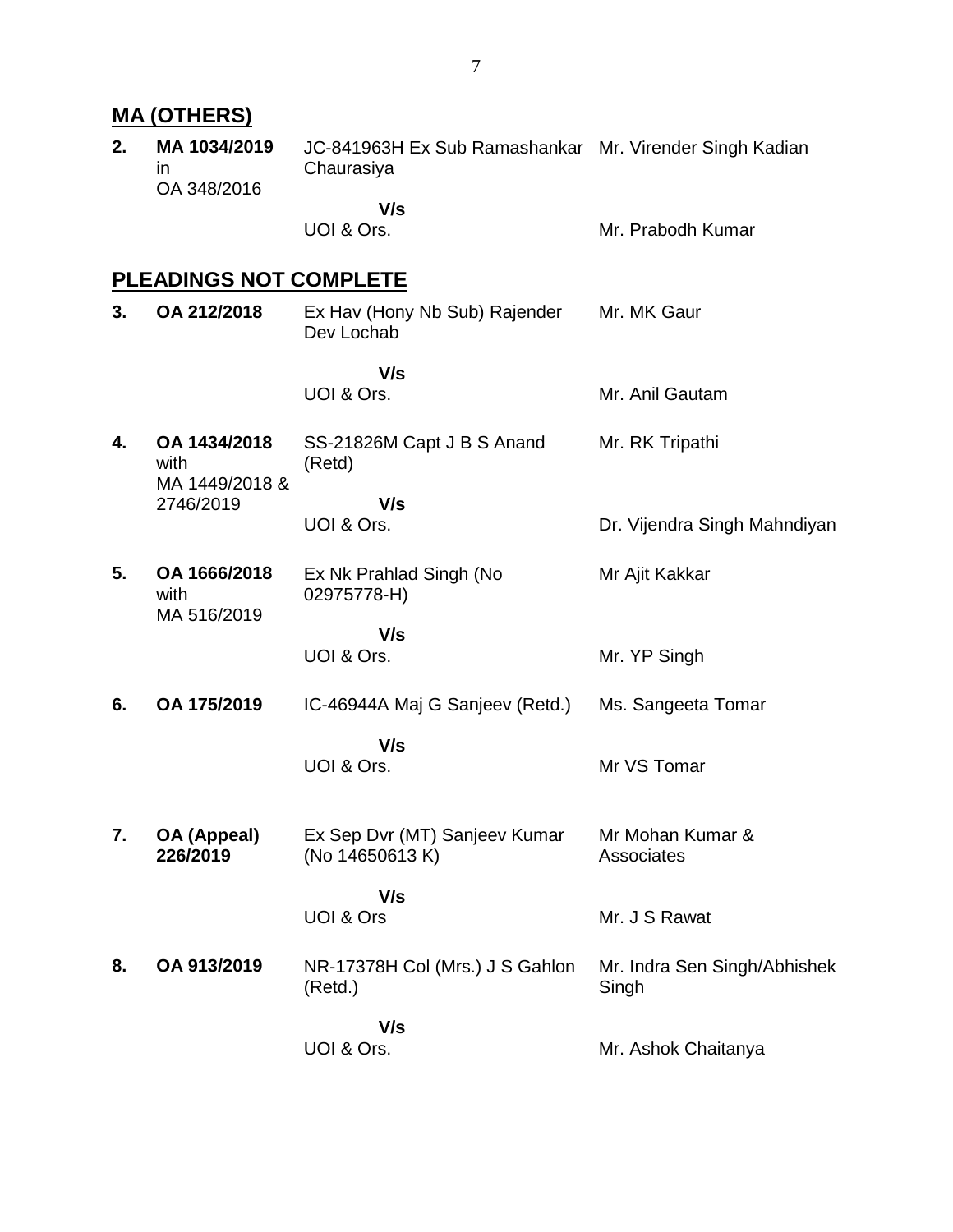## MA (OTHERS)

| | | | |
|---|---|---|---|
| **2.** | **MA 1034/2019** in OA 348/2016 | JC-841963H Ex Sub Ramashankar Chaurasiya<br>**V/s**<br>UOI & Ors. | Mr. Virender Singh Kadian<br><br>Mr. Prabodh Kumar |

## PLEADINGS NOT COMPLETE

| | | | |
|---|---|---|---|
| **3.** | **OA 212/2018** | Ex Hav (Hony Nb Sub) Rajender Dev Lochab<br>**V/s**<br>UOI & Ors. | Mr. MK Gaur<br><br>Mr. Anil Gautam |
| **4.** | **OA 1434/2018** with MA 1449/2018 & 2746/2019 | SS-21826M Capt J B S Anand (Retd)<br>**V/s**<br>UOI & Ors. | Mr. RK Tripathi<br><br>Dr. Vijendra Singh Mahndiyan |
| **5.** | **OA 1666/2018** with MA 516/2019 | Ex Nk Prahlad Singh (No 02975778-H)<br>**V/s**<br>UOI & Ors. | Mr Ajit Kakkar<br><br>Mr. YP Singh |
| **6.** | **OA 175/2019** | IC-46944A Maj G Sanjeev (Retd.)<br>**V/s**<br>UOI & Ors. | Ms. Sangeeta Tomar<br><br>Mr VS Tomar |
| **7.** | **OA (Appeal) 226/2019** | Ex Sep Dvr (MT) Sanjeev Kumar (No 14650613 K)<br>**V/s**<br>UOI & Ors | Mr Mohan Kumar & Associates<br><br>Mr. J S Rawat |
| **8.** | **OA 913/2019** | NR-17378H Col (Mrs.) J S Gahlon (Retd.)<br>**V/s**<br>UOI & Ors. | Mr. Indra Sen Singh/Abhishek Singh<br><br>Mr. Ashok Chaitanya |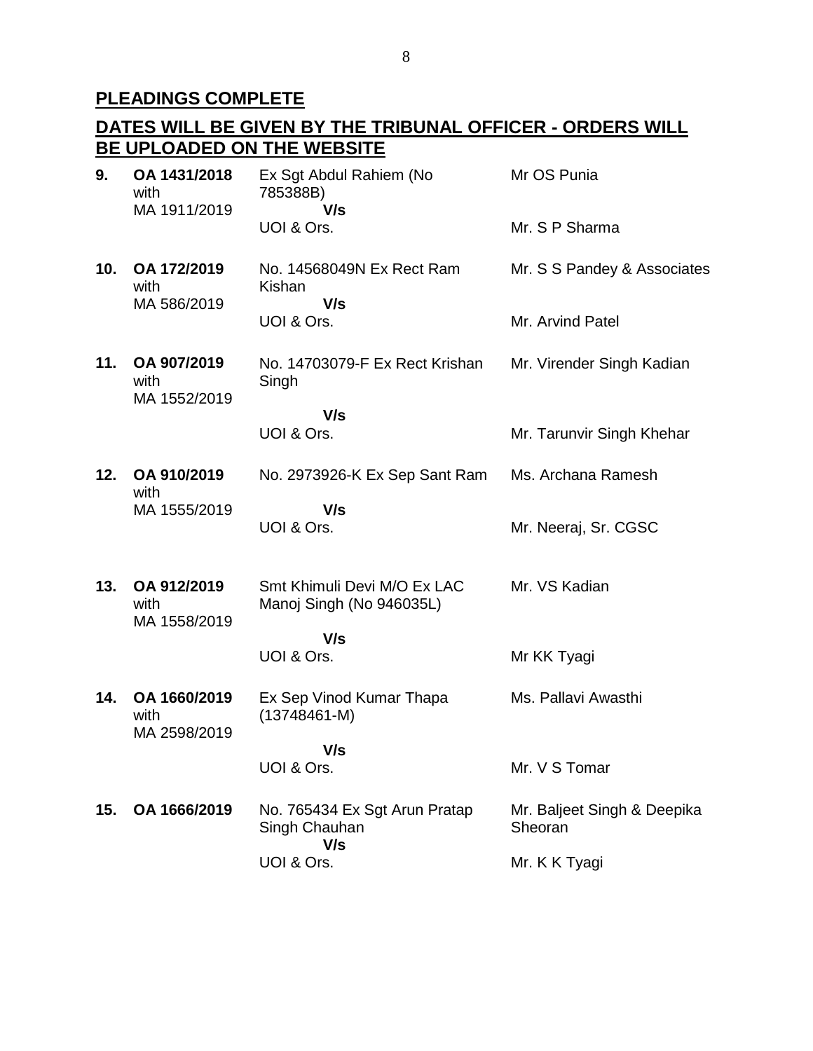## PLEADINGS COMPLETE

## DATES WILL BE GIVEN BY THE TRIBUNAL OFFICER - ORDERS WILL BE UPLOADED ON THE WEBSITE

| No. | Case No. | Parties | Counsel |
|---|---|---|---|
| **9.** | **OA 1431/2018** with MA 1911/2019 | Ex Sgt Abdul Rahiem (No 785388B) **V/s** UOI & Ors. | Mr OS Punia / Mr. S P Sharma |
| **10.** | **OA 172/2019** with MA 586/2019 | No. 14568049N Ex Rect Ram Kishan **V/s** UOI & Ors. | Mr. S S Pandey & Associates / Mr. Arvind Patel |
| **11.** | **OA 907/2019** with MA 1552/2019 | No. 14703079-F Ex Rect Krishan Singh **V/s** UOI & Ors. | Mr. Virender Singh Kadian / Mr. Tarunvir Singh Khehar |
| **12.** | **OA 910/2019** with MA 1555/2019 | No. 2973926-K Ex Sep Sant Ram **V/s** UOI & Ors. | Ms. Archana Ramesh / Mr. Neeraj, Sr. CGSC |
| **13.** | **OA 912/2019** with MA 1558/2019 | Smt Khimuli Devi M/O Ex LAC Manoj Singh (No 946035L) **V/s** UOI & Ors. | Mr. VS Kadian / Mr KK Tyagi |
| **14.** | **OA 1660/2019** with MA 2598/2019 | Ex Sep Vinod Kumar Thapa (13748461-M) **V/s** UOI & Ors. | Ms. Pallavi Awasthi / Mr. V S Tomar |
| **15.** | **OA 1666/2019** | No. 765434 Ex Sgt Arun Pratap Singh Chauhan **V/s** UOI & Ors. | Mr. Baljeet Singh & Deepika Sheoran / Mr. K K Tyagi |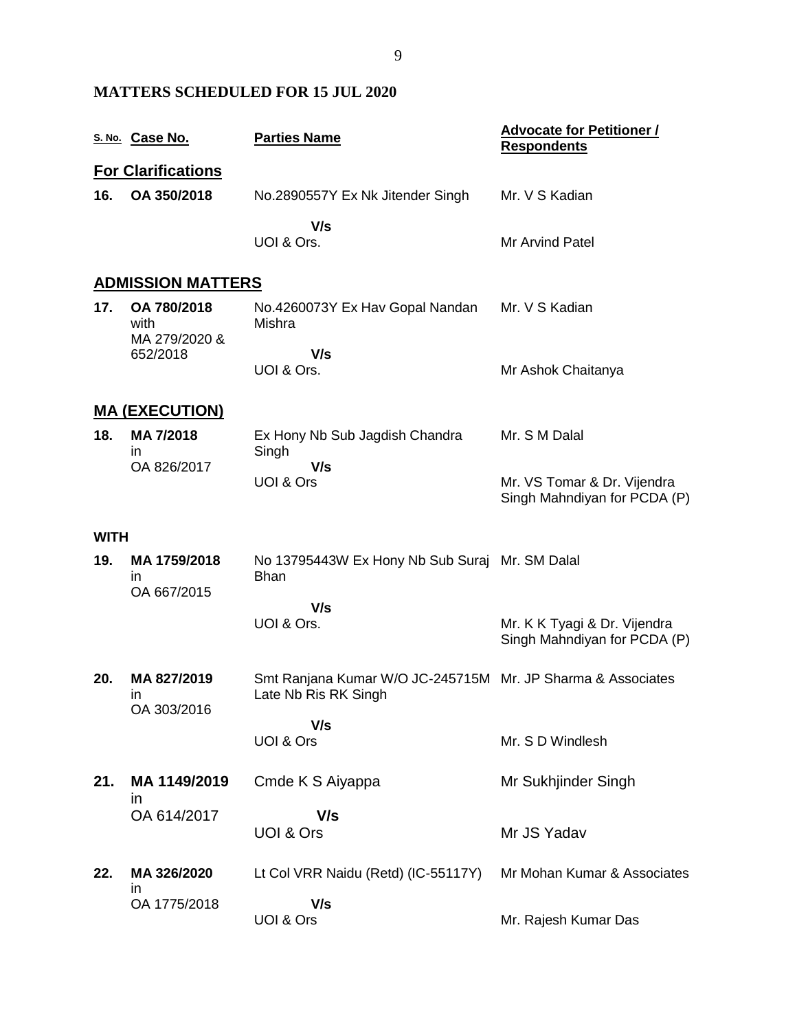## MATTERS SCHEDULED FOR 15 JUL 2020

| S. No. | Case No. | Parties Name | Advocate for Petitioner / Respondents |
|---|---|---|---|
| **For Clarifications** | | | |
| **16.** | **OA 350/2018** | No.2890557Y Ex Nk Jitender Singh | Mr. V S Kadian |
| | | **V/s** UOI & Ors. | Mr Arvind Patel |
| **ADMISSION MATTERS** | | | |
| **17.** | **OA 780/2018** with MA 279/2020 & 652/2018 | No.4260073Y Ex Hav Gopal Nandan Mishra | Mr. V S Kadian |
| | | **V/s** UOI & Ors. | Mr Ashok Chaitanya |
| **MA (EXECUTION)** | | | |
| **18.** | **MA 7/2018** in OA 826/2017 | Ex Hony Nb Sub Jagdish Chandra Singh | Mr. S M Dalal |
| | | **V/s** UOI & Ors | Mr. VS Tomar & Dr. Vijendra Singh Mahndiyan for PCDA (P) |
| **WITH** | | | |
| **19.** | **MA 1759/2018** in OA 667/2015 | No 13795443W Ex Hony Nb Sub Suraj Bhan | Mr. SM Dalal |
| | | **V/s** UOI & Ors. | Mr. K K Tyagi & Dr. Vijendra Singh Mahndiyan for PCDA (P) |
| **20.** | **MA 827/2019** in OA 303/2016 | Smt Ranjana Kumar W/O JC-245715M Late Nb Ris RK Singh | Mr. JP Sharma & Associates |
| | | **V/s** UOI & Ors | Mr. S D Windlesh |
| **21.** | **MA 1149/2019** in OA 614/2017 | Cmde K S Aiyappa | Mr Sukhjinder Singh |
| | | **V/s** UOI & Ors | Mr JS Yadav |
| **22.** | **MA 326/2020** in OA 1775/2018 | Lt Col VRR Naidu (Retd) (IC-55117Y) | Mr Mohan Kumar & Associates |
| | | **V/s** UOI & Ors | Mr. Rajesh Kumar Das |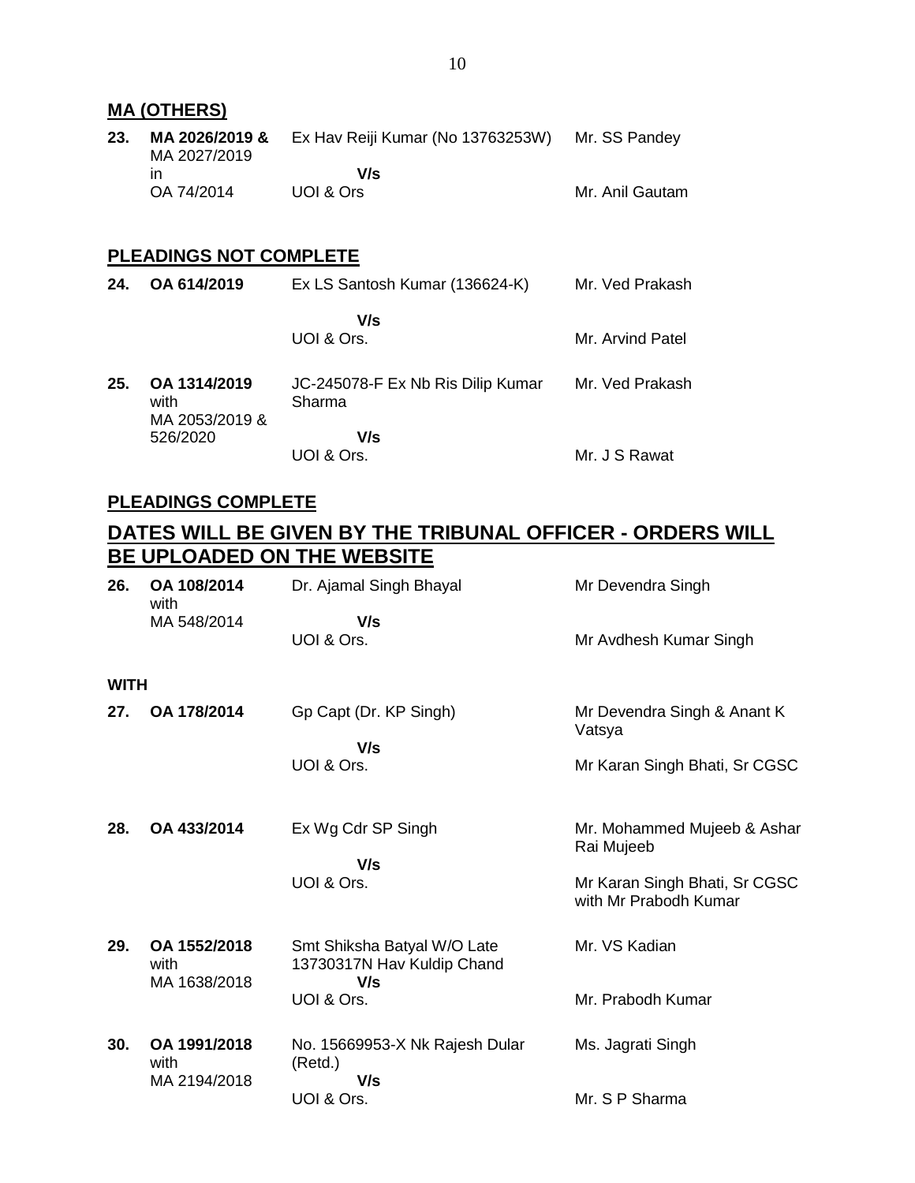## MA (OTHERS)

| | | | |
|---|---|---|---|
| **23.** | **MA 2026/2019 &** MA 2027/2019 in OA 74/2014 | Ex Hav Reiji Kumar (No 13763253W) **V/s** UOI & Ors | Mr. SS Pandey<br>Mr. Anil Gautam |

## PLEADINGS NOT COMPLETE

| | | | |
|---|---|---|---|
| **24.** | **OA 614/2019** | Ex LS Santosh Kumar (136624-K) **V/s** UOI & Ors. | Mr. Ved Prakash<br>Mr. Arvind Patel |
| **25.** | **OA 1314/2019** with MA 2053/2019 & 526/2020 | JC-245078-F Ex Nb Ris Dilip Kumar Sharma **V/s** UOI & Ors. | Mr. Ved Prakash<br>Mr. J S Rawat |

## PLEADINGS COMPLETE

## DATES WILL BE GIVEN BY THE TRIBUNAL OFFICER - ORDERS WILL BE UPLOADED ON THE WEBSITE

| | | | |
|---|---|---|---|
| **26.** | **OA 108/2014** with MA 548/2014 | Dr. Ajamal Singh Bhayal **V/s** UOI & Ors. | Mr Devendra Singh<br>Mr Avdhesh Kumar Singh |
| **WITH** | | | |
| **27.** | **OA 178/2014** | Gp Capt (Dr. KP Singh) **V/s** UOI & Ors. | Mr Devendra Singh & Anant K Vatsya<br>Mr Karan Singh Bhati, Sr CGSC |
| **28.** | **OA 433/2014** | Ex Wg Cdr SP Singh **V/s** UOI & Ors. | Mr. Mohammed Mujeeb & Ashar Rai Mujeeb<br>Mr Karan Singh Bhati, Sr CGSC with Mr Prabodh Kumar |
| **29.** | **OA 1552/2018** with MA 1638/2018 | Smt Shiksha Batyal W/O Late 13730317N Hav Kuldip Chand **V/s** UOI & Ors. | Mr. VS Kadian<br>Mr. Prabodh Kumar |
| **30.** | **OA 1991/2018** with MA 2194/2018 | No. 15669953-X Nk Rajesh Dular (Retd.) **V/s** UOI & Ors. | Ms. Jagrati Singh<br>Mr. S P Sharma |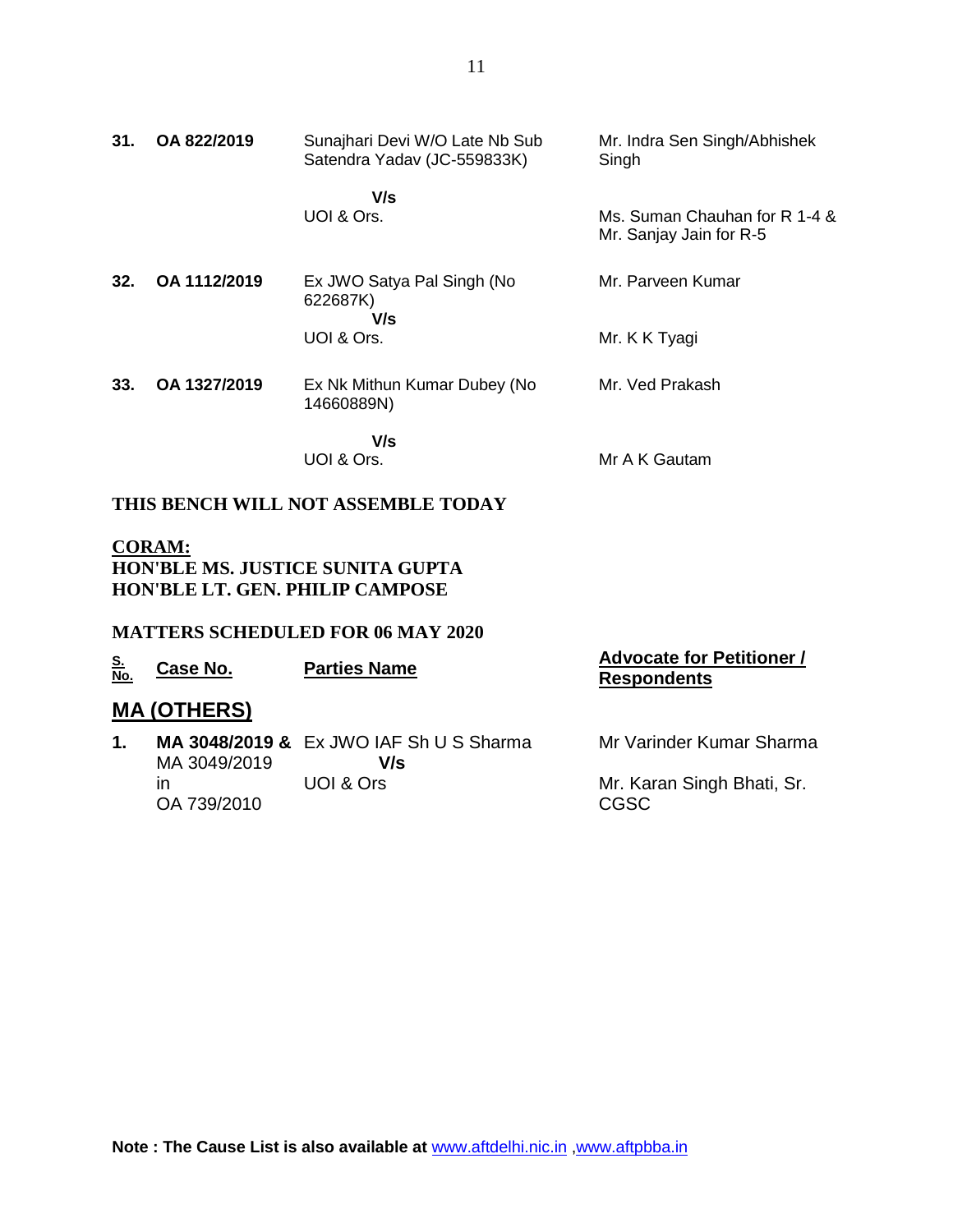| | | | |
|---|---|---|---|
| **31.** | **OA 822/2019** | Sunajhari Devi W/O Late Nb Sub Satendra Yadav (JC-559833K)<br>**V/s**<br>UOI & Ors. | Mr. Indra Sen Singh/Abhishek Singh<br><br>Ms. Suman Chauhan for R 1-4 & Mr. Sanjay Jain for R-5 |
| **32.** | **OA 1112/2019** | Ex JWO Satya Pal Singh (No 622687K)<br>**V/s**<br>UOI & Ors. | Mr. Parveen Kumar<br><br>Mr. K K Tyagi |
| **33.** | **OA 1327/2019** | Ex Nk Mithun Kumar Dubey (No 14660889N)<br>**V/s**<br>UOI & Ors. | Mr. Ved Prakash<br><br>Mr A K Gautam |

**THIS BENCH WILL NOT ASSEMBLE TODAY**

**CORAM:**
**HON'BLE MS. JUSTICE SUNITA GUPTA**
**HON'BLE LT. GEN. PHILIP CAMPOSE**

**MATTERS SCHEDULED FOR 06 MAY 2020**

| S. No. | Case No. | Parties Name | Advocate for Petitioner / Respondents |
|---|---|---|---|
| **MA (OTHERS)** | | | |
| **1.** | **MA 3048/2019 &** MA 3049/2019 in OA 739/2010 | Ex JWO IAF Sh U S Sharma<br>**V/s**<br>UOI & Ors | Mr Varinder Kumar Sharma<br><br>Mr. Karan Singh Bhati, Sr. CGSC |

**Note : The Cause List is also available at** www.aftdelhi.nic.in ,www.aftpbba.in